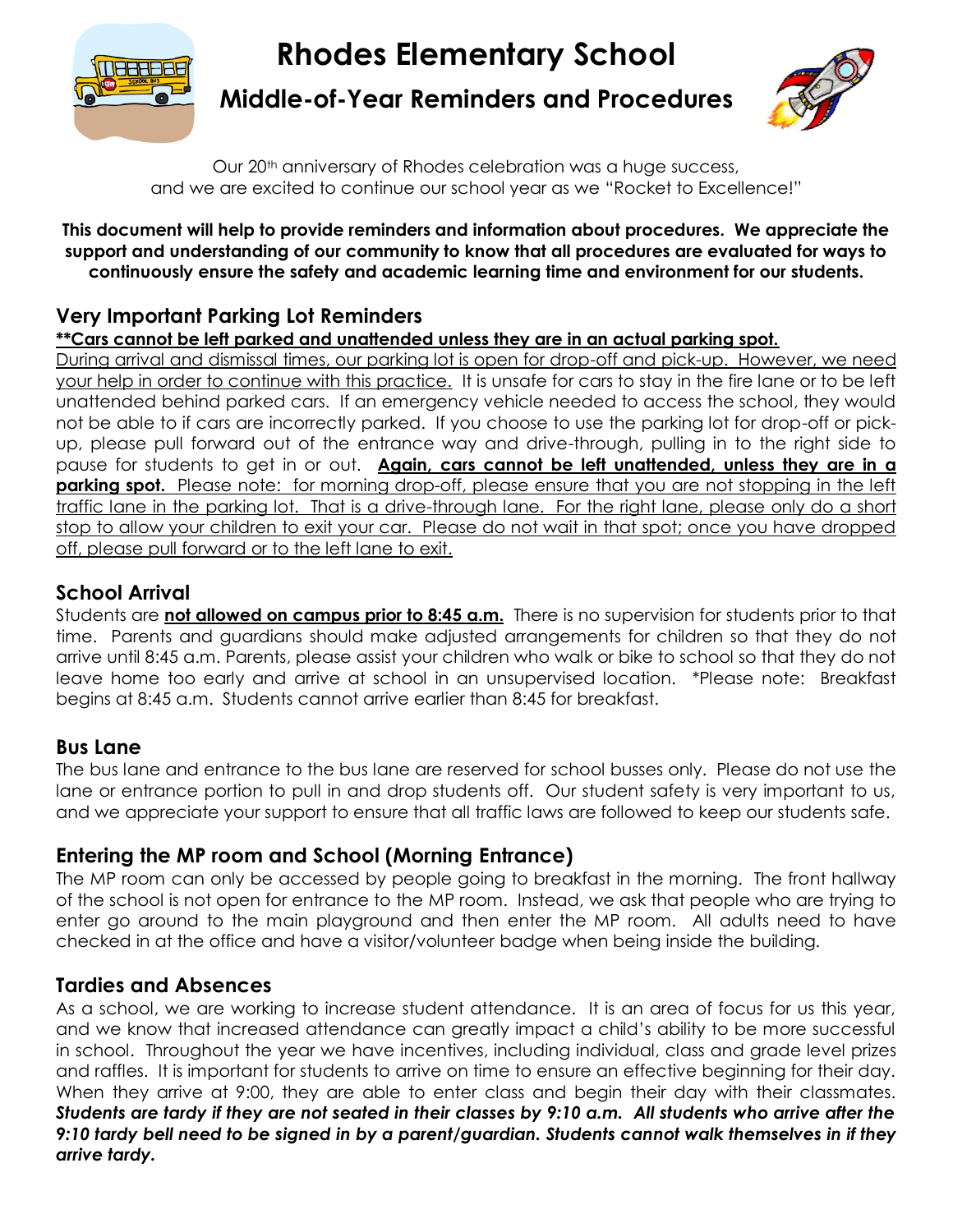# Rhodes Elementary School

## Middle-of-Year Reminders and Procedures

Our 20th anniversary of Rhodes celebration was a huge success, and we are excited to continue our school year as we "Rocket to Excellence!"

**This document will help to provide reminders and information about procedures. We appreciate the support and understanding of our community to know that all procedures are evaluated for ways to continuously ensure the safety and academic learning time and environment for our students.**

### Very Important Parking Lot Reminders

**\*\*Cars cannot be left parked and unattended unless they are in an actual parking spot.**

During arrival and dismissal times, our parking lot is open for drop-off and pick-up. However, we need your help in order to continue with this practice. It is unsafe for cars to stay in the fire lane or to be left unattended behind parked cars. If an emergency vehicle needed to access the school, they would not be able to if cars are incorrectly parked. If you choose to use the parking lot for drop-off or pick-up, please pull forward out of the entrance way and drive-through, pulling in to the right side to pause for students to get in or out. **Again, cars cannot be left unattended, unless they are in a parking spot.** Please note: for morning drop-off, please ensure that you are not stopping in the left traffic lane in the parking lot. That is a drive-through lane. For the right lane, please only do a short stop to allow your children to exit your car. Please do not wait in that spot; once you have dropped off, please pull forward or to the left lane to exit.

### School Arrival

Students are **not allowed on campus prior to 8:45 a.m.** There is no supervision for students prior to that time. Parents and guardians should make adjusted arrangements for children so that they do not arrive until 8:45 a.m. Parents, please assist your children who walk or bike to school so that they do not leave home too early and arrive at school in an unsupervised location. \*Please note: Breakfast begins at 8:45 a.m. Students cannot arrive earlier than 8:45 for breakfast.

### Bus Lane

The bus lane and entrance to the bus lane are reserved for school busses only. Please do not use the lane or entrance portion to pull in and drop students off. Our student safety is very important to us, and we appreciate your support to ensure that all traffic laws are followed to keep our students safe.

### Entering the MP room and School (Morning Entrance)

The MP room can only be accessed by people going to breakfast in the morning. The front hallway of the school is not open for entrance to the MP room. Instead, we ask that people who are trying to enter go around to the main playground and then enter the MP room. All adults need to have checked in at the office and have a visitor/volunteer badge when being inside the building.

### Tardies and Absences

As a school, we are working to increase student attendance. It is an area of focus for us this year, and we know that increased attendance can greatly impact a child's ability to be more successful in school. Throughout the year we have incentives, including individual, class and grade level prizes and raffles. It is important for students to arrive on time to ensure an effective beginning for their day. When they arrive at 9:00, they are able to enter class and begin their day with their classmates. ***Students are tardy if they are not seated in their classes by 9:10 a.m. All students who arrive after the 9:10 tardy bell need to be signed in by a parent/guardian. Students cannot walk themselves in if they arrive tardy.***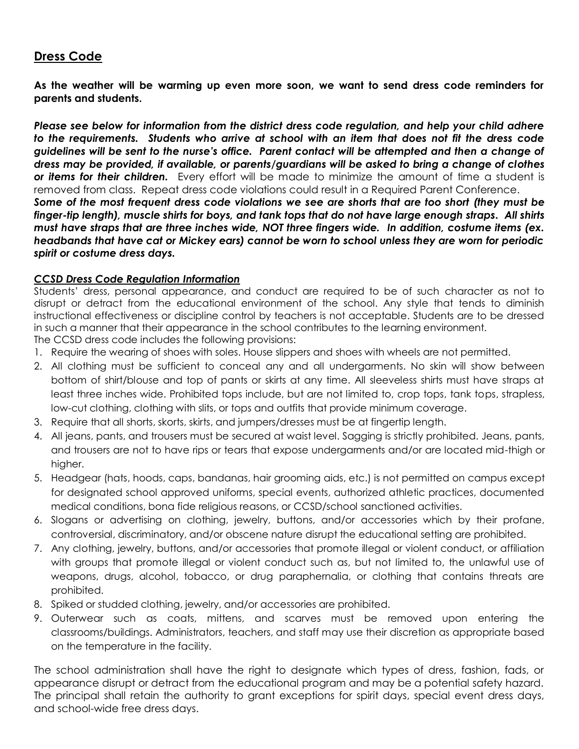## Dress Code

**As the weather will be warming up even more soon, we want to send dress code reminders for parents and students.**

***Please see below for information from the district dress code regulation, and help your child adhere to the requirements. Students who arrive at school with an item that does not fit the dress code guidelines will be sent to the nurse's office. Parent contact will be attempted and then a change of dress may be provided, if available, or parents/guardians will be asked to bring a change of clothes or items for their children.*** Every effort will be made to minimize the amount of time a student is removed from class. Repeat dress code violations could result in a Required Parent Conference.
***Some of the most frequent dress code violations we see are shorts that are too short (they must be finger-tip length), muscle shirts for boys, and tank tops that do not have large enough straps. All shirts must have straps that are three inches wide, NOT three fingers wide. In addition, costume items (ex. headbands that have cat or Mickey ears) cannot be worn to school unless they are worn for periodic spirit or costume dress days.***

***CCSD Dress Code Regulation Information***

Students' dress, personal appearance, and conduct are required to be of such character as not to disrupt or detract from the educational environment of the school. Any style that tends to diminish instructional effectiveness or discipline control by teachers is not acceptable. Students are to be dressed in such a manner that their appearance in the school contributes to the learning environment.
The CCSD dress code includes the following provisions:

1. Require the wearing of shoes with soles. House slippers and shoes with wheels are not permitted.
2. All clothing must be sufficient to conceal any and all undergarments. No skin will show between bottom of shirt/blouse and top of pants or skirts at any time. All sleeveless shirts must have straps at least three inches wide. Prohibited tops include, but are not limited to, crop tops, tank tops, strapless, low-cut clothing, clothing with slits, or tops and outfits that provide minimum coverage.
3. Require that all shorts, skorts, skirts, and jumpers/dresses must be at fingertip length.
4. All jeans, pants, and trousers must be secured at waist level. Sagging is strictly prohibited. Jeans, pants, and trousers are not to have rips or tears that expose undergarments and/or are located mid-thigh or higher.
5. Headgear (hats, hoods, caps, bandanas, hair grooming aids, etc.) is not permitted on campus except for designated school approved uniforms, special events, authorized athletic practices, documented medical conditions, bona fide religious reasons, or CCSD/school sanctioned activities.
6. Slogans or advertising on clothing, jewelry, buttons, and/or accessories which by their profane, controversial, discriminatory, and/or obscene nature disrupt the educational setting are prohibited.
7. Any clothing, jewelry, buttons, and/or accessories that promote illegal or violent conduct, or affiliation with groups that promote illegal or violent conduct such as, but not limited to, the unlawful use of weapons, drugs, alcohol, tobacco, or drug paraphernalia, or clothing that contains threats are prohibited.
8. Spiked or studded clothing, jewelry, and/or accessories are prohibited.
9. Outerwear such as coats, mittens, and scarves must be removed upon entering the classrooms/buildings. Administrators, teachers, and staff may use their discretion as appropriate based on the temperature in the facility.

The school administration shall have the right to designate which types of dress, fashion, fads, or appearance disrupt or detract from the educational program and may be a potential safety hazard. The principal shall retain the authority to grant exceptions for spirit days, special event dress days, and school-wide free dress days.